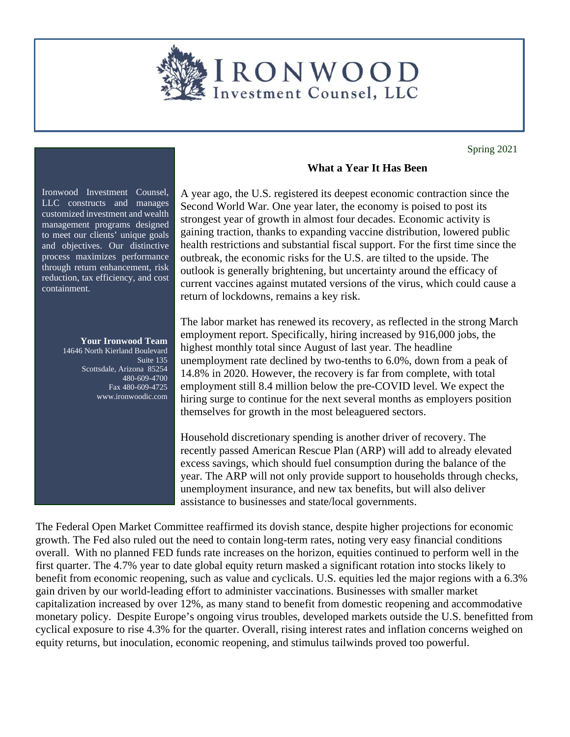# IRONWOOD Investment Counsel, LLC

Spring 2021

Ironwood Investment Counsel, LLC constructs and manages customized investment and wealth management programs designed to meet our clients' unique goals and objectives. Our distinctive process maximizes performance through return enhancement, risk reduction, tax efficiency, and cost containment.

**Your Ironwood Team**
14646 North Kierland Boulevard
Suite 135
Scottsdale, Arizona 85254
480-609-4700
Fax 480-609-4725
www.ironwoodic.com

## What a Year It Has Been

A year ago, the U.S. registered its deepest economic contraction since the Second World War. One year later, the economy is poised to post its strongest year of growth in almost four decades. Economic activity is gaining traction, thanks to expanding vaccine distribution, lowered public health restrictions and substantial fiscal support. For the first time since the outbreak, the economic risks for the U.S. are tilted to the upside. The outlook is generally brightening, but uncertainty around the efficacy of current vaccines against mutated versions of the virus, which could cause a return of lockdowns, remains a key risk.

The labor market has renewed its recovery, as reflected in the strong March employment report. Specifically, hiring increased by 916,000 jobs, the highest monthly total since August of last year. The headline unemployment rate declined by two-tenths to 6.0%, down from a peak of 14.8% in 2020. However, the recovery is far from complete, with total employment still 8.4 million below the pre-COVID level. We expect the hiring surge to continue for the next several months as employers position themselves for growth in the most beleaguered sectors.

Household discretionary spending is another driver of recovery. The recently passed American Rescue Plan (ARP) will add to already elevated excess savings, which should fuel consumption during the balance of the year. The ARP will not only provide support to households through checks, unemployment insurance, and new tax benefits, but will also deliver assistance to businesses and state/local governments.

The Federal Open Market Committee reaffirmed its dovish stance, despite higher projections for economic growth. The Fed also ruled out the need to contain long-term rates, noting very easy financial conditions overall. With no planned FED funds rate increases on the horizon, equities continued to perform well in the first quarter. The 4.7% year to date global equity return masked a significant rotation into stocks likely to benefit from economic reopening, such as value and cyclicals. U.S. equities led the major regions with a 6.3% gain driven by our world-leading effort to administer vaccinations. Businesses with smaller market capitalization increased by over 12%, as many stand to benefit from domestic reopening and accommodative monetary policy. Despite Europe's ongoing virus troubles, developed markets outside the U.S. benefitted from cyclical exposure to rise 4.3% for the quarter. Overall, rising interest rates and inflation concerns weighed on equity returns, but inoculation, economic reopening, and stimulus tailwinds proved too powerful.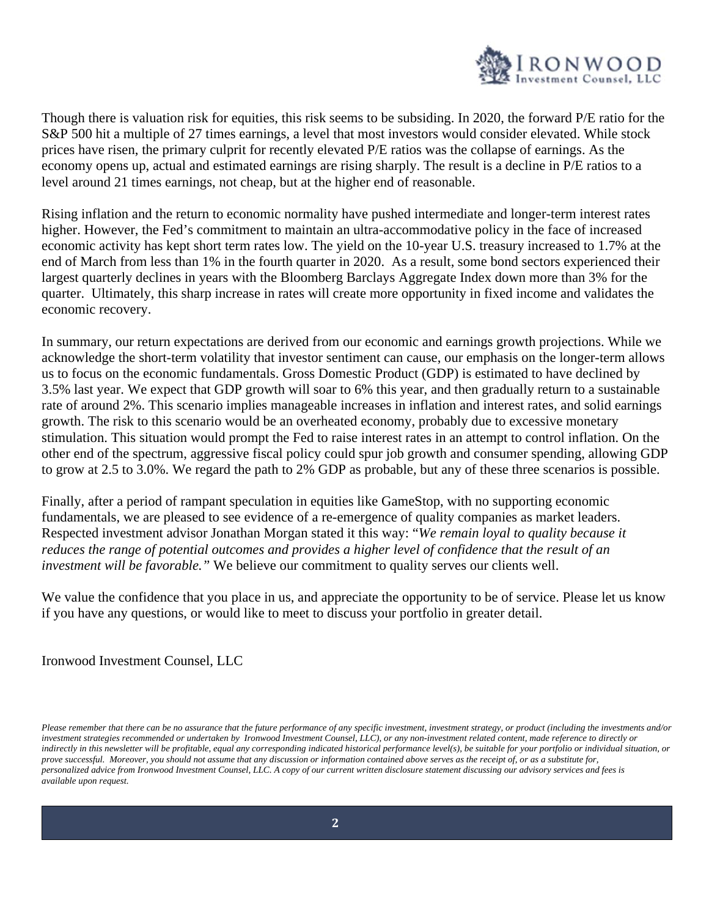Though there is valuation risk for equities, this risk seems to be subsiding. In 2020, the forward P/E ratio for the S&P 500 hit a multiple of 27 times earnings, a level that most investors would consider elevated. While stock prices have risen, the primary culprit for recently elevated P/E ratios was the collapse of earnings. As the economy opens up, actual and estimated earnings are rising sharply. The result is a decline in P/E ratios to a level around 21 times earnings, not cheap, but at the higher end of reasonable.

Rising inflation and the return to economic normality have pushed intermediate and longer-term interest rates higher. However, the Fed's commitment to maintain an ultra-accommodative policy in the face of increased economic activity has kept short term rates low. The yield on the 10-year U.S. treasury increased to 1.7% at the end of March from less than 1% in the fourth quarter in 2020. As a result, some bond sectors experienced their largest quarterly declines in years with the Bloomberg Barclays Aggregate Index down more than 3% for the quarter. Ultimately, this sharp increase in rates will create more opportunity in fixed income and validates the economic recovery.

In summary, our return expectations are derived from our economic and earnings growth projections. While we acknowledge the short-term volatility that investor sentiment can cause, our emphasis on the longer-term allows us to focus on the economic fundamentals. Gross Domestic Product (GDP) is estimated to have declined by 3.5% last year. We expect that GDP growth will soar to 6% this year, and then gradually return to a sustainable rate of around 2%. This scenario implies manageable increases in inflation and interest rates, and solid earnings growth. The risk to this scenario would be an overheated economy, probably due to excessive monetary stimulation. This situation would prompt the Fed to raise interest rates in an attempt to control inflation. On the other end of the spectrum, aggressive fiscal policy could spur job growth and consumer spending, allowing GDP to grow at 2.5 to 3.0%. We regard the path to 2% GDP as probable, but any of these three scenarios is possible.

Finally, after a period of rampant speculation in equities like GameStop, with no supporting economic fundamentals, we are pleased to see evidence of a re-emergence of quality companies as market leaders. Respected investment advisor Jonathan Morgan stated it this way: "*We remain loyal to quality because it reduces the range of potential outcomes and provides a higher level of confidence that the result of an investment will be favorable.*" We believe our commitment to quality serves our clients well.

We value the confidence that you place in us, and appreciate the opportunity to be of service. Please let us know if you have any questions, or would like to meet to discuss your portfolio in greater detail.

Ironwood Investment Counsel, LLC

*Please remember that there can be no assurance that the future performance of any specific investment, investment strategy, or product (including the investments and/or investment strategies recommended or undertaken by Ironwood Investment Counsel, LLC), or any non-investment related content, made reference to directly or indirectly in this newsletter will be profitable, equal any corresponding indicated historical performance level(s), be suitable for your portfolio or individual situation, or prove successful. Moreover, you should not assume that any discussion or information contained above serves as the receipt of, or as a substitute for, personalized advice from Ironwood Investment Counsel, LLC. A copy of our current written disclosure statement discussing our advisory services and fees is available upon request.*